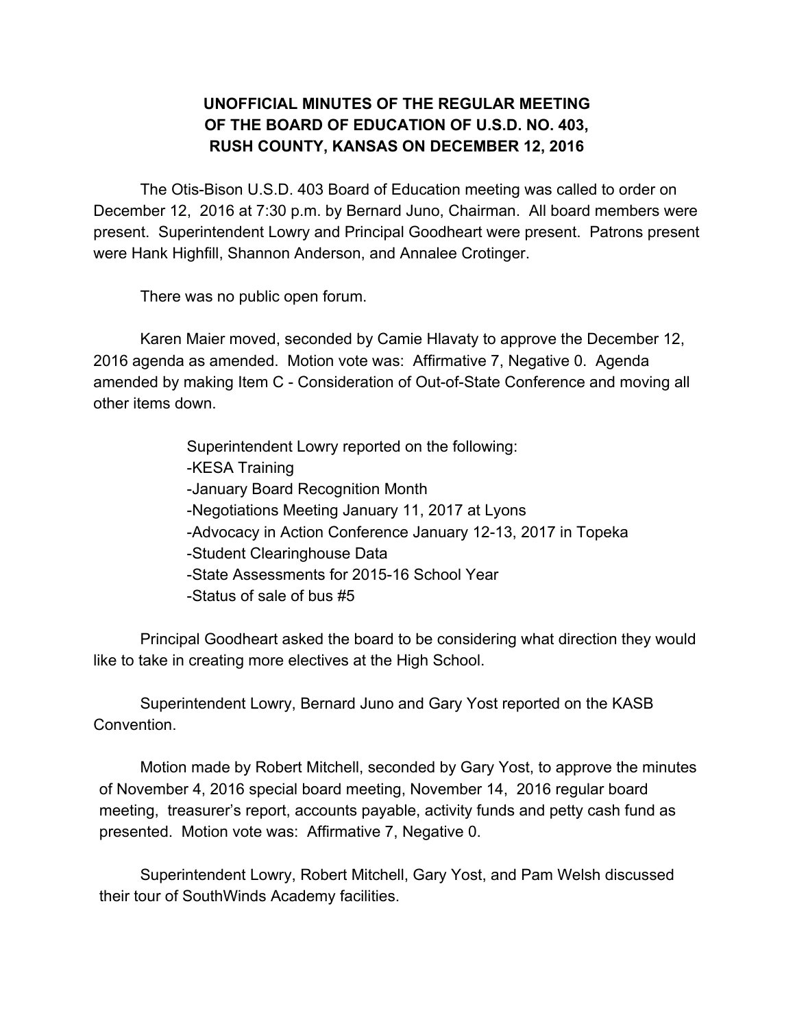# UNOFFICIAL MINUTES OF THE REGULAR MEETING OF THE BOARD OF EDUCATION OF U.S.D. NO. 403, RUSH COUNTY, KANSAS ON DECEMBER 12, 2016

The Otis-Bison U.S.D. 403 Board of Education meeting was called to order on December 12, 2016 at 7:30 p.m. by Bernard Juno, Chairman. All board members were present. Superintendent Lowry and Principal Goodheart were present. Patrons present were Hank Highfill, Shannon Anderson, and Annalee Crotinger.

There was no public open forum.

Karen Maier moved, seconded by Camie Hlavaty to approve the December 12, 2016 agenda as amended. Motion vote was: Affirmative 7, Negative 0. Agenda amended by making Item C - Consideration of Out-of-State Conference and moving all other items down.

Superintendent Lowry reported on the following:
- KESA Training
- January Board Recognition Month
- Negotiations Meeting January 11, 2017 at Lyons
- Advocacy in Action Conference January 12-13, 2017 in Topeka
- Student Clearinghouse Data
- State Assessments for 2015-16 School Year
- Status of sale of bus #5

Principal Goodheart asked the board to be considering what direction they would like to take in creating more electives at the High School.

Superintendent Lowry, Bernard Juno and Gary Yost reported on the KASB Convention.

Motion made by Robert Mitchell, seconded by Gary Yost, to approve the minutes of November 4, 2016 special board meeting, November 14, 2016 regular board meeting, treasurer's report, accounts payable, activity funds and petty cash fund as presented. Motion vote was: Affirmative 7, Negative 0.

Superintendent Lowry, Robert Mitchell, Gary Yost, and Pam Welsh discussed their tour of SouthWinds Academy facilities.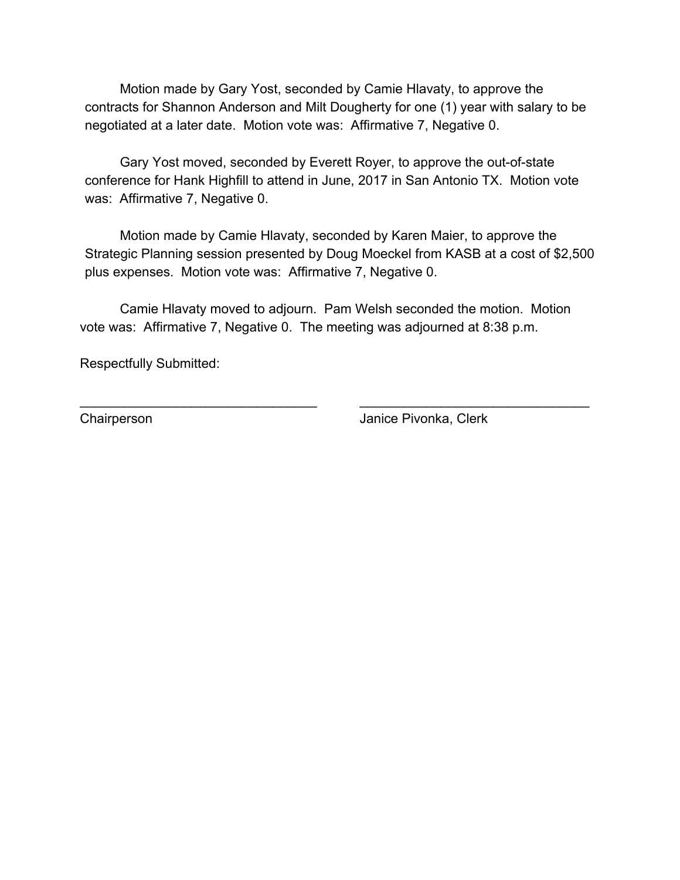Motion made by Gary Yost, seconded by Camie Hlavaty, to approve the contracts for Shannon Anderson and Milt Dougherty for one (1) year with salary to be negotiated at a later date. Motion vote was: Affirmative 7, Negative 0.

Gary Yost moved, seconded by Everett Royer, to approve the out-of-state conference for Hank Highfill to attend in June, 2017 in San Antonio TX. Motion vote was: Affirmative 7, Negative 0.

Motion made by Camie Hlavaty, seconded by Karen Maier, to approve the Strategic Planning session presented by Doug Moeckel from KASB at a cost of $2,500 plus expenses. Motion vote was: Affirmative 7, Negative 0.

Camie Hlavaty moved to adjourn. Pam Welsh seconded the motion. Motion vote was: Affirmative 7, Negative 0. The meeting was adjourned at 8:38 p.m.

Respectfully Submitted:

\_\_\_\_\_\_\_\_\_\_\_\_\_\_\_\_\_\_\_\_\_\_\_\_\_\_\_\_\_\_\_\_ \_\_\_\_\_\_\_\_\_\_\_\_\_\_\_\_\_\_\_\_\_\_\_\_\_\_\_\_\_\_\_\_

Chairperson Janice Pivonka, Clerk